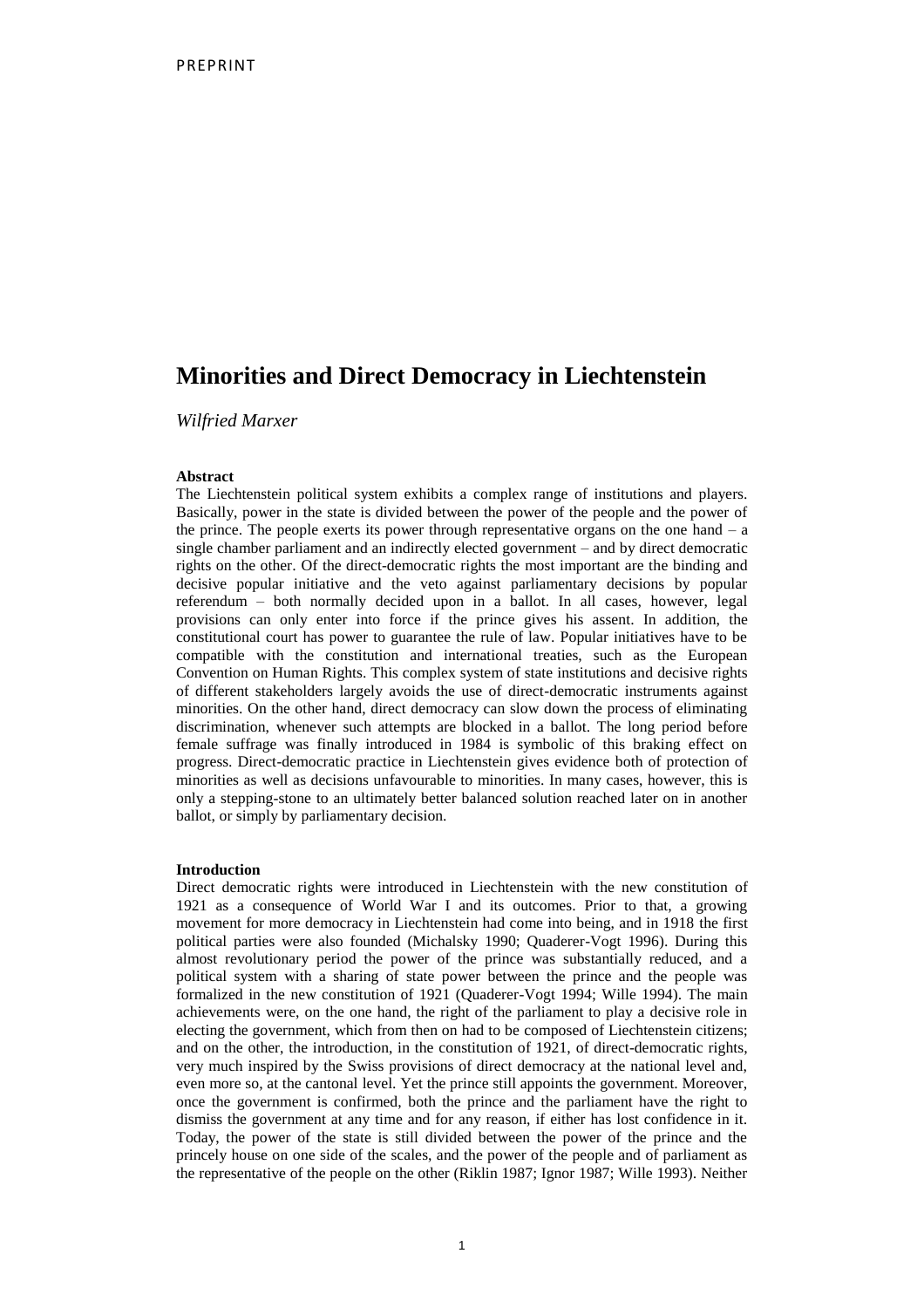PREPRINT

# Minorities and Direct Democracy in Liechtenstein

*Wilfried Marxer*

**Abstract**

The Liechtenstein political system exhibits a complex range of institutions and players. Basically, power in the state is divided between the power of the people and the power of the prince. The people exerts its power through representative organs on the one hand – a single chamber parliament and an indirectly elected government – and by direct democratic rights on the other. Of the direct-democratic rights the most important are the binding and decisive popular initiative and the veto against parliamentary decisions by popular referendum – both normally decided upon in a ballot. In all cases, however, legal provisions can only enter into force if the prince gives his assent. In addition, the constitutional court has power to guarantee the rule of law. Popular initiatives have to be compatible with the constitution and international treaties, such as the European Convention on Human Rights. This complex system of state institutions and decisive rights of different stakeholders largely avoids the use of direct-democratic instruments against minorities. On the other hand, direct democracy can slow down the process of eliminating discrimination, whenever such attempts are blocked in a ballot. The long period before female suffrage was finally introduced in 1984 is symbolic of this braking effect on progress. Direct-democratic practice in Liechtenstein gives evidence both of protection of minorities as well as decisions unfavourable to minorities. In many cases, however, this is only a stepping-stone to an ultimately better balanced solution reached later on in another ballot, or simply by parliamentary decision.

**Introduction**

Direct democratic rights were introduced in Liechtenstein with the new constitution of 1921 as a consequence of World War I and its outcomes. Prior to that, a growing movement for more democracy in Liechtenstein had come into being, and in 1918 the first political parties were also founded (Michalsky 1990; Quaderer-Vogt 1996). During this almost revolutionary period the power of the prince was substantially reduced, and a political system with a sharing of state power between the prince and the people was formalized in the new constitution of 1921 (Quaderer-Vogt 1994; Wille 1994). The main achievements were, on the one hand, the right of the parliament to play a decisive role in electing the government, which from then on had to be composed of Liechtenstein citizens; and on the other, the introduction, in the constitution of 1921, of direct-democratic rights, very much inspired by the Swiss provisions of direct democracy at the national level and, even more so, at the cantonal level. Yet the prince still appoints the government. Moreover, once the government is confirmed, both the prince and the parliament have the right to dismiss the government at any time and for any reason, if either has lost confidence in it. Today, the power of the state is still divided between the power of the prince and the princely house on one side of the scales, and the power of the people and of parliament as the representative of the people on the other (Riklin 1987; Ignor 1987; Wille 1993). Neither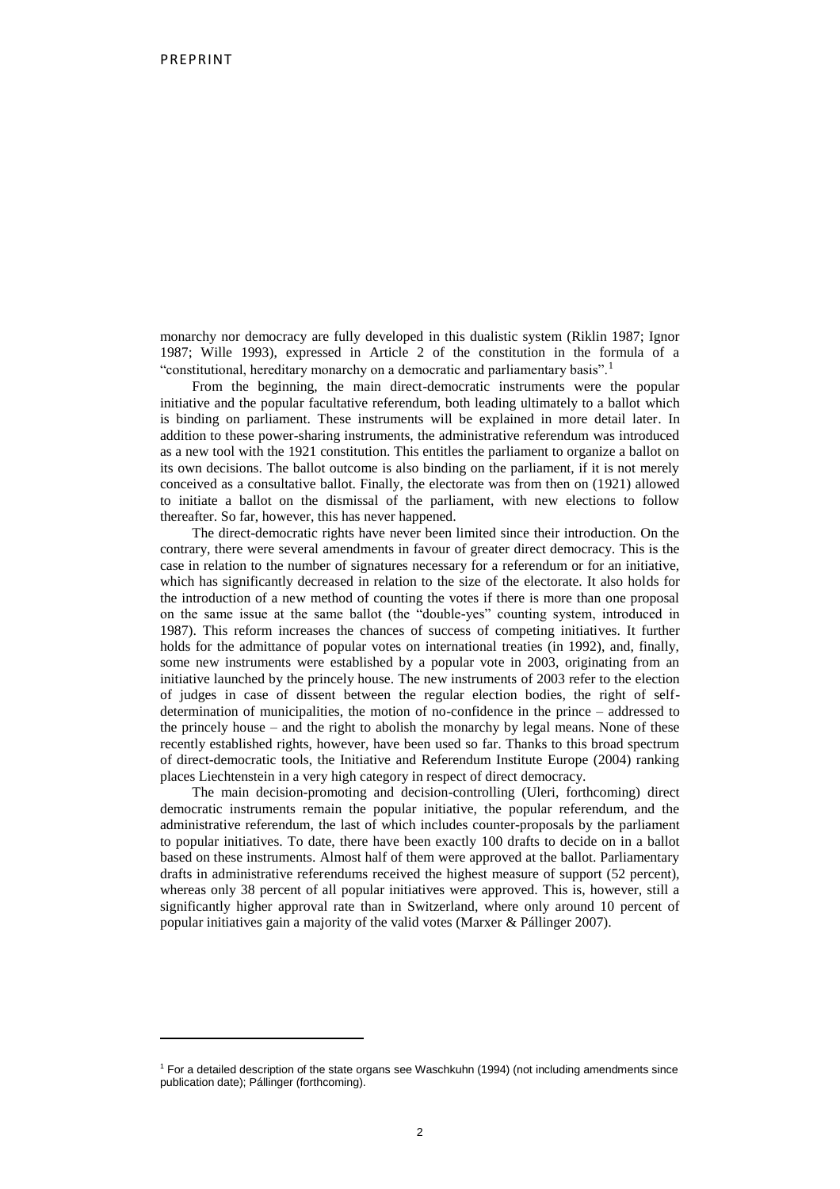monarchy nor democracy are fully developed in this dualistic system (Riklin 1987; Ignor 1987; Wille 1993), expressed in Article 2 of the constitution in the formula of a "constitutional, hereditary monarchy on a democratic and parliamentary basis".[1]

From the beginning, the main direct-democratic instruments were the popular initiative and the popular facultative referendum, both leading ultimately to a ballot which is binding on parliament. These instruments will be explained in more detail later. In addition to these power-sharing instruments, the administrative referendum was introduced as a new tool with the 1921 constitution. This entitles the parliament to organize a ballot on its own decisions. The ballot outcome is also binding on the parliament, if it is not merely conceived as a consultative ballot. Finally, the electorate was from then on (1921) allowed to initiate a ballot on the dismissal of the parliament, with new elections to follow thereafter. So far, however, this has never happened.

The direct-democratic rights have never been limited since their introduction. On the contrary, there were several amendments in favour of greater direct democracy. This is the case in relation to the number of signatures necessary for a referendum or for an initiative, which has significantly decreased in relation to the size of the electorate. It also holds for the introduction of a new method of counting the votes if there is more than one proposal on the same issue at the same ballot (the "double-yes" counting system, introduced in 1987). This reform increases the chances of success of competing initiatives. It further holds for the admittance of popular votes on international treaties (in 1992), and, finally, some new instruments were established by a popular vote in 2003, originating from an initiative launched by the princely house. The new instruments of 2003 refer to the election of judges in case of dissent between the regular election bodies, the right of self-determination of municipalities, the motion of no-confidence in the prince – addressed to the princely house – and the right to abolish the monarchy by legal means. None of these recently established rights, however, have been used so far. Thanks to this broad spectrum of direct-democratic tools, the Initiative and Referendum Institute Europe (2004) ranking places Liechtenstein in a very high category in respect of direct democracy.

The main decision-promoting and decision-controlling (Uleri, forthcoming) direct democratic instruments remain the popular initiative, the popular referendum, and the administrative referendum, the last of which includes counter-proposals by the parliament to popular initiatives. To date, there have been exactly 100 drafts to decide on in a ballot based on these instruments. Almost half of them were approved at the ballot. Parliamentary drafts in administrative referendums received the highest measure of support (52 percent), whereas only 38 percent of all popular initiatives were approved. This is, however, still a significantly higher approval rate than in Switzerland, where only around 10 percent of popular initiatives gain a majority of the valid votes (Marxer & Pállinger 2007).

[1] For a detailed description of the state organs see Waschkuhn (1994) (not including amendments since publication date); Pállinger (forthcoming).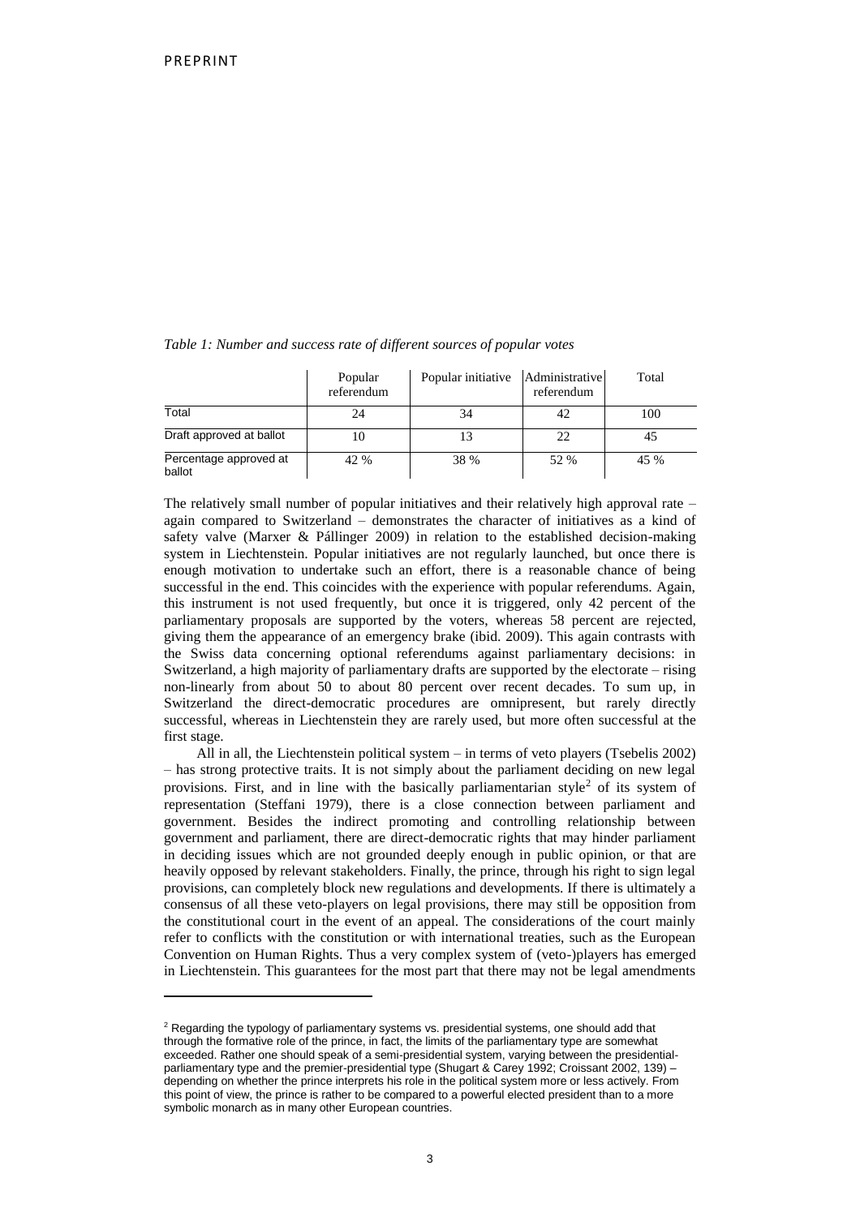*Table 1: Number and success rate of different sources of popular votes*

| | Popular referendum | Popular initiative | Administrative referendum | Total |
|---|---|---|---|---|
| Total | 24 | 34 | 42 | 100 |
| Draft approved at ballot | 10 | 13 | 22 | 45 |
| Percentage approved at ballot | 42 % | 38 % | 52 % | 45 % |

The relatively small number of popular initiatives and their relatively high approval rate – again compared to Switzerland – demonstrates the character of initiatives as a kind of safety valve (Marxer & Pállinger 2009) in relation to the established decision-making system in Liechtenstein. Popular initiatives are not regularly launched, but once there is enough motivation to undertake such an effort, there is a reasonable chance of being successful in the end. This coincides with the experience with popular referendums. Again, this instrument is not used frequently, but once it is triggered, only 42 percent of the parliamentary proposals are supported by the voters, whereas 58 percent are rejected, giving them the appearance of an emergency brake (ibid. 2009). This again contrasts with the Swiss data concerning optional referendums against parliamentary decisions: in Switzerland, a high majority of parliamentary drafts are supported by the electorate – rising non-linearly from about 50 to about 80 percent over recent decades. To sum up, in Switzerland the direct-democratic procedures are omnipresent, but rarely directly successful, whereas in Liechtenstein they are rarely used, but more often successful at the first stage.

All in all, the Liechtenstein political system – in terms of veto players (Tsebelis 2002) – has strong protective traits. It is not simply about the parliament deciding on new legal provisions. First, and in line with the basically parliamentarian style[2] of its system of representation (Steffani 1979), there is a close connection between parliament and government. Besides the indirect promoting and controlling relationship between government and parliament, there are direct-democratic rights that may hinder parliament in deciding issues which are not grounded deeply enough in public opinion, or that are heavily opposed by relevant stakeholders. Finally, the prince, through his right to sign legal provisions, can completely block new regulations and developments. If there is ultimately a consensus of all these veto-players on legal provisions, there may still be opposition from the constitutional court in the event of an appeal. The considerations of the court mainly refer to conflicts with the constitution or with international treaties, such as the European Convention on Human Rights. Thus a very complex system of (veto-)players has emerged in Liechtenstein. This guarantees for the most part that there may not be legal amendments

[2] Regarding the typology of parliamentary systems vs. presidential systems, one should add that through the formative role of the prince, in fact, the limits of the parliamentary type are somewhat exceeded. Rather one should speak of a semi-presidential system, varying between the presidential-parliamentary type and the premier-presidential type (Shugart & Carey 1992; Croissant 2002, 139) – depending on whether the prince interprets his role in the political system more or less actively. From this point of view, the prince is rather to be compared to a powerful elected president than to a more symbolic monarch as in many other European countries.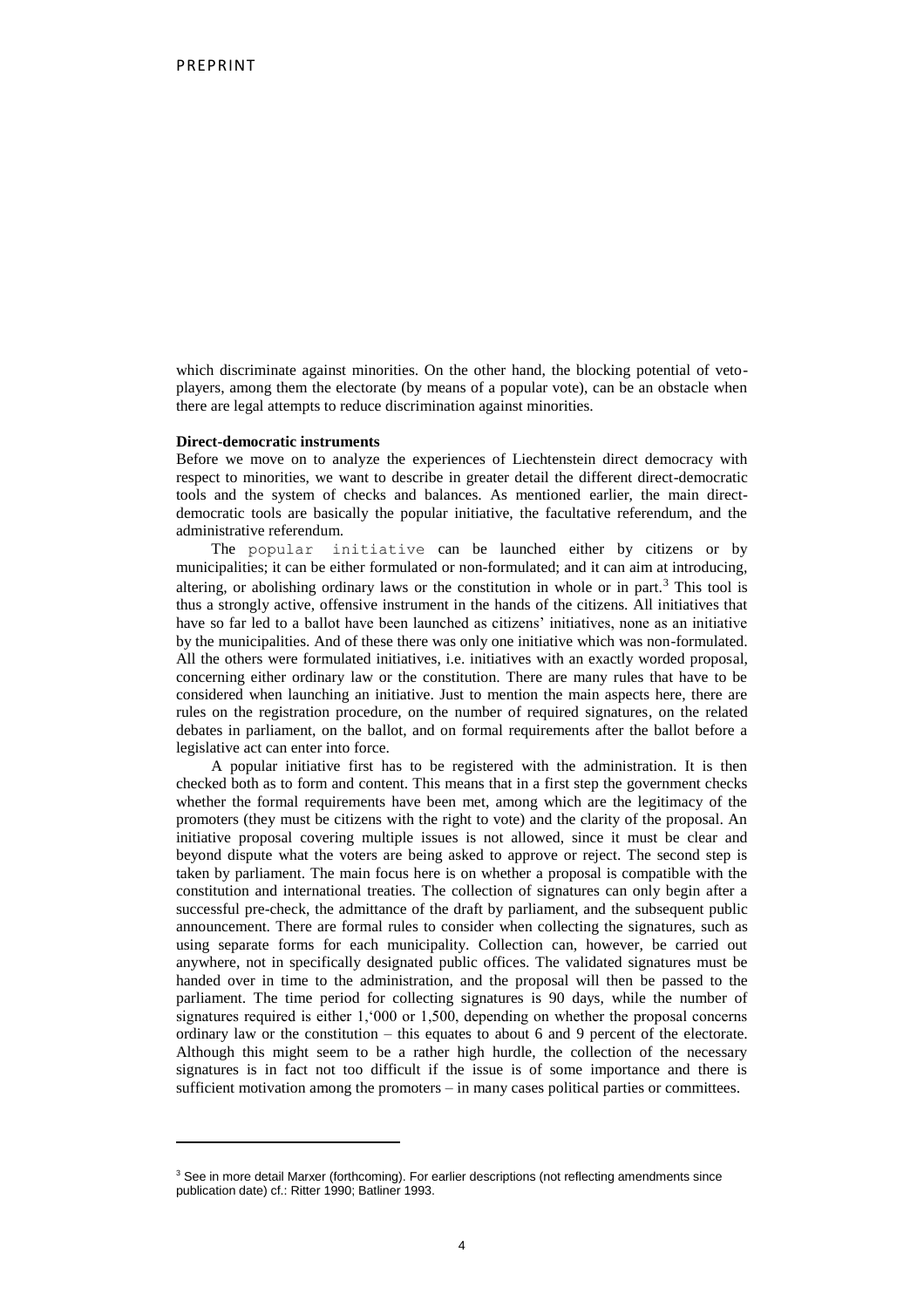which discriminate against minorities. On the other hand, the blocking potential of veto-players, among them the electorate (by means of a popular vote), can be an obstacle when there are legal attempts to reduce discrimination against minorities.

**Direct-democratic instruments**

Before we move on to analyze the experiences of Liechtenstein direct democracy with respect to minorities, we want to describe in greater detail the different direct-democratic tools and the system of checks and balances. As mentioned earlier, the main direct-democratic tools are basically the popular initiative, the facultative referendum, and the administrative referendum.

The popular initiative can be launched either by citizens or by municipalities; it can be either formulated or non-formulated; and it can aim at introducing, altering, or abolishing ordinary laws or the constitution in whole or in part.[3] This tool is thus a strongly active, offensive instrument in the hands of the citizens. All initiatives that have so far led to a ballot have been launched as citizens' initiatives, none as an initiative by the municipalities. And of these there was only one initiative which was non-formulated. All the others were formulated initiatives, i.e. initiatives with an exactly worded proposal, concerning either ordinary law or the constitution. There are many rules that have to be considered when launching an initiative. Just to mention the main aspects here, there are rules on the registration procedure, on the number of required signatures, on the related debates in parliament, on the ballot, and on formal requirements after the ballot before a legislative act can enter into force.

A popular initiative first has to be registered with the administration. It is then checked both as to form and content. This means that in a first step the government checks whether the formal requirements have been met, among which are the legitimacy of the promoters (they must be citizens with the right to vote) and the clarity of the proposal. An initiative proposal covering multiple issues is not allowed, since it must be clear and beyond dispute what the voters are being asked to approve or reject. The second step is taken by parliament. The main focus here is on whether a proposal is compatible with the constitution and international treaties. The collection of signatures can only begin after a successful pre-check, the admittance of the draft by parliament, and the subsequent public announcement. There are formal rules to consider when collecting the signatures, such as using separate forms for each municipality. Collection can, however, be carried out anywhere, not in specifically designated public offices. The validated signatures must be handed over in time to the administration, and the proposal will then be passed to the parliament. The time period for collecting signatures is 90 days, while the number of signatures required is either 1,'000 or 1,500, depending on whether the proposal concerns ordinary law or the constitution – this equates to about 6 and 9 percent of the electorate. Although this might seem to be a rather high hurdle, the collection of the necessary signatures is in fact not too difficult if the issue is of some importance and there is sufficient motivation among the promoters – in many cases political parties or committees.

[3] See in more detail Marxer (forthcoming). For earlier descriptions (not reflecting amendments since publication date) cf.: Ritter 1990; Batliner 1993.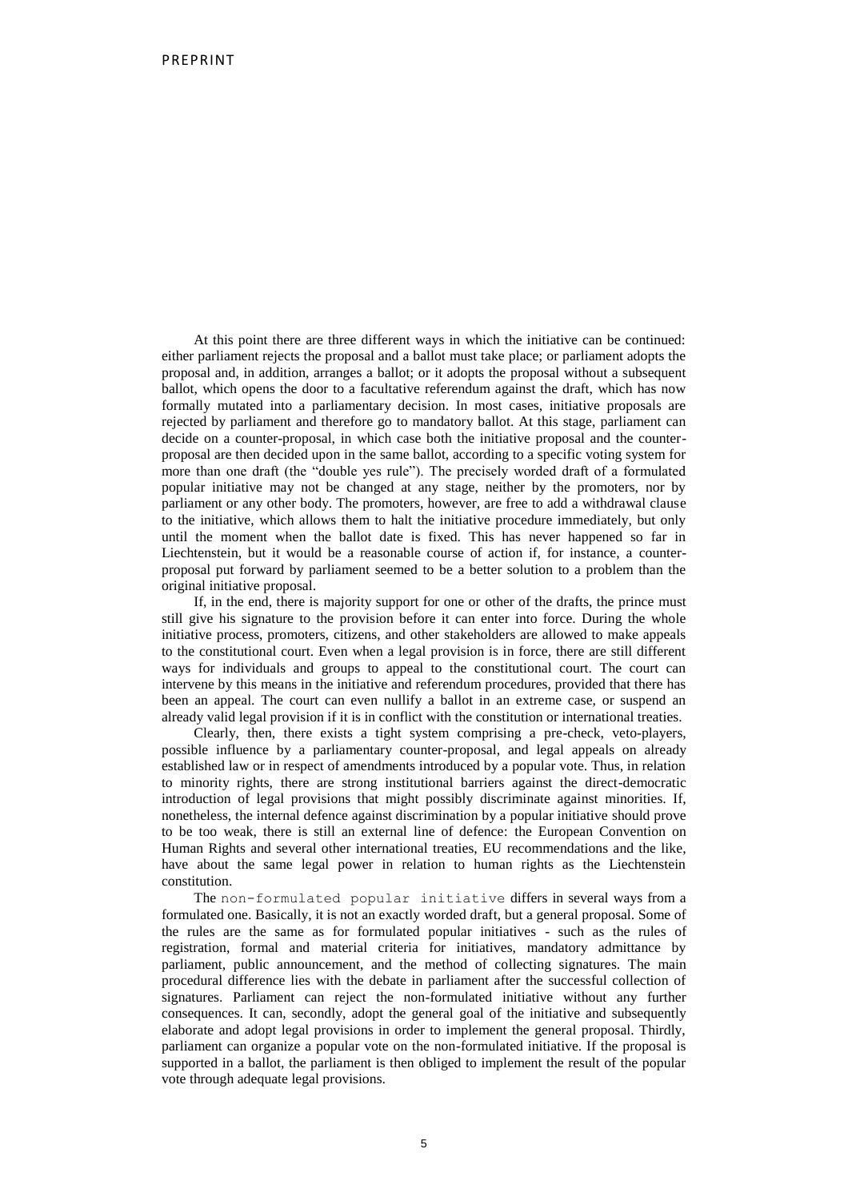At this point there are three different ways in which the initiative can be continued: either parliament rejects the proposal and a ballot must take place; or parliament adopts the proposal and, in addition, arranges a ballot; or it adopts the proposal without a subsequent ballot, which opens the door to a facultative referendum against the draft, which has now formally mutated into a parliamentary decision. In most cases, initiative proposals are rejected by parliament and therefore go to mandatory ballot. At this stage, parliament can decide on a counter-proposal, in which case both the initiative proposal and the counter-proposal are then decided upon in the same ballot, according to a specific voting system for more than one draft (the "double yes rule"). The precisely worded draft of a formulated popular initiative may not be changed at any stage, neither by the promoters, nor by parliament or any other body. The promoters, however, are free to add a withdrawal clause to the initiative, which allows them to halt the initiative procedure immediately, but only until the moment when the ballot date is fixed. This has never happened so far in Liechtenstein, but it would be a reasonable course of action if, for instance, a counter-proposal put forward by parliament seemed to be a better solution to a problem than the original initiative proposal.

If, in the end, there is majority support for one or other of the drafts, the prince must still give his signature to the provision before it can enter into force. During the whole initiative process, promoters, citizens, and other stakeholders are allowed to make appeals to the constitutional court. Even when a legal provision is in force, there are still different ways for individuals and groups to appeal to the constitutional court. The court can intervene by this means in the initiative and referendum procedures, provided that there has been an appeal. The court can even nullify a ballot in an extreme case, or suspend an already valid legal provision if it is in conflict with the constitution or international treaties.

Clearly, then, there exists a tight system comprising a pre-check, veto-players, possible influence by a parliamentary counter-proposal, and legal appeals on already established law or in respect of amendments introduced by a popular vote. Thus, in relation to minority rights, there are strong institutional barriers against the direct-democratic introduction of legal provisions that might possibly discriminate against minorities. If, nonetheless, the internal defence against discrimination by a popular initiative should prove to be too weak, there is still an external line of defence: the European Convention on Human Rights and several other international treaties, EU recommendations and the like, have about the same legal power in relation to human rights as the Liechtenstein constitution.

The `non-formulated popular initiative` differs in several ways from a formulated one. Basically, it is not an exactly worded draft, but a general proposal. Some of the rules are the same as for formulated popular initiatives - such as the rules of registration, formal and material criteria for initiatives, mandatory admittance by parliament, public announcement, and the method of collecting signatures. The main procedural difference lies with the debate in parliament after the successful collection of signatures. Parliament can reject the non-formulated initiative without any further consequences. It can, secondly, adopt the general goal of the initiative and subsequently elaborate and adopt legal provisions in order to implement the general proposal. Thirdly, parliament can organize a popular vote on the non-formulated initiative. If the proposal is supported in a ballot, the parliament is then obliged to implement the result of the popular vote through adequate legal provisions.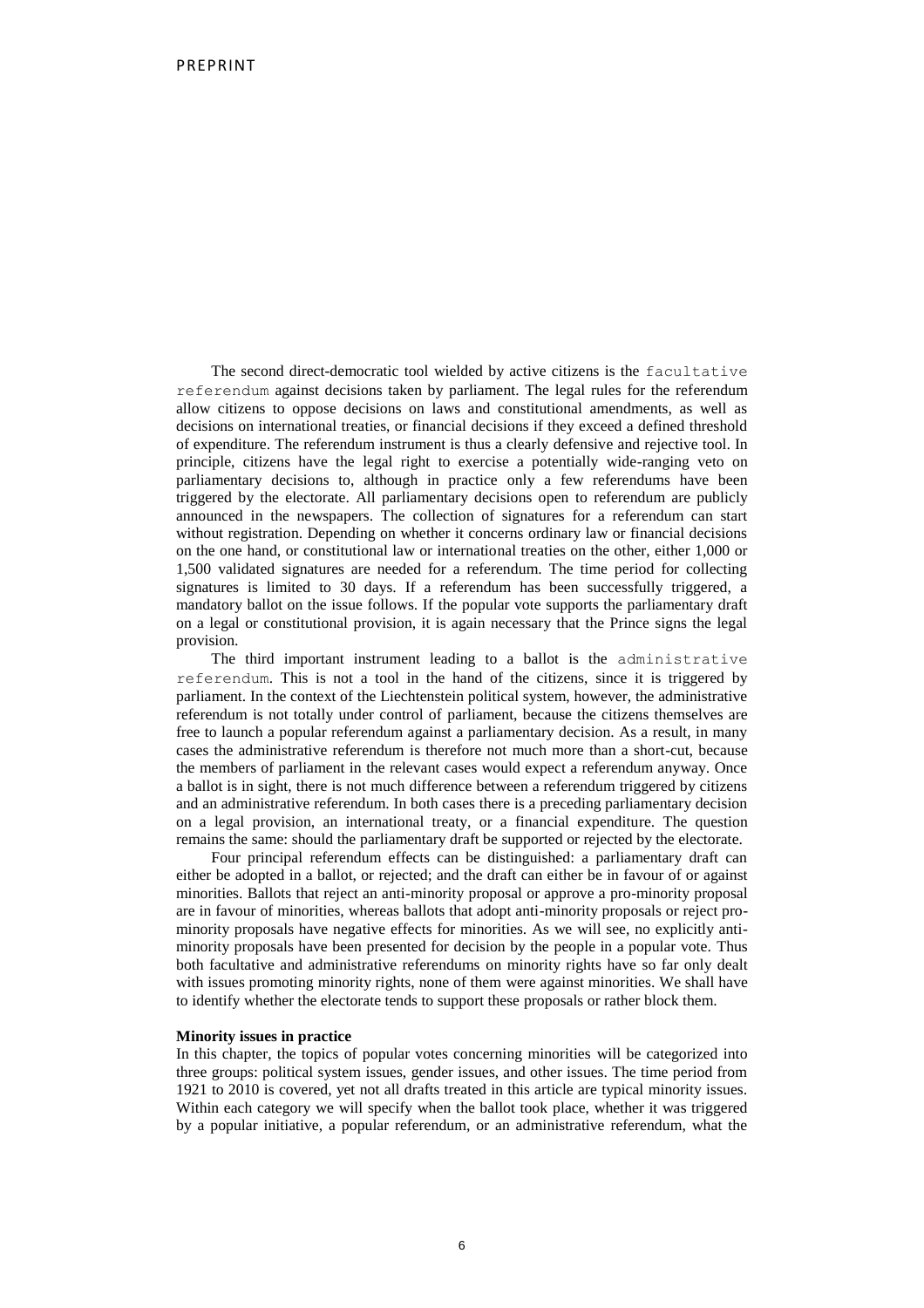PREPRINT

The second direct-democratic tool wielded by active citizens is the `facultative referendum` against decisions taken by parliament. The legal rules for the referendum allow citizens to oppose decisions on laws and constitutional amendments, as well as decisions on international treaties, or financial decisions if they exceed a defined threshold of expenditure. The referendum instrument is thus a clearly defensive and rejective tool. In principle, citizens have the legal right to exercise a potentially wide-ranging veto on parliamentary decisions to, although in practice only a few referendums have been triggered by the electorate. All parliamentary decisions open to referendum are publicly announced in the newspapers. The collection of signatures for a referendum can start without registration. Depending on whether it concerns ordinary law or financial decisions on the one hand, or constitutional law or international treaties on the other, either 1,000 or 1,500 validated signatures are needed for a referendum. The time period for collecting signatures is limited to 30 days. If a referendum has been successfully triggered, a mandatory ballot on the issue follows. If the popular vote supports the parliamentary draft on a legal or constitutional provision, it is again necessary that the Prince signs the legal provision.

The third important instrument leading to a ballot is the `administrative referendum`. This is not a tool in the hand of the citizens, since it is triggered by parliament. In the context of the Liechtenstein political system, however, the administrative referendum is not totally under control of parliament, because the citizens themselves are free to launch a popular referendum against a parliamentary decision. As a result, in many cases the administrative referendum is therefore not much more than a short-cut, because the members of parliament in the relevant cases would expect a referendum anyway. Once a ballot is in sight, there is not much difference between a referendum triggered by citizens and an administrative referendum. In both cases there is a preceding parliamentary decision on a legal provision, an international treaty, or a financial expenditure. The question remains the same: should the parliamentary draft be supported or rejected by the electorate.

Four principal referendum effects can be distinguished: a parliamentary draft can either be adopted in a ballot, or rejected; and the draft can either be in favour of or against minorities. Ballots that reject an anti-minority proposal or approve a pro-minority proposal are in favour of minorities, whereas ballots that adopt anti-minority proposals or reject pro-minority proposals have negative effects for minorities. As we will see, no explicitly anti-minority proposals have been presented for decision by the people in a popular vote. Thus both facultative and administrative referendums on minority rights have so far only dealt with issues promoting minority rights, none of them were against minorities. We shall have to identify whether the electorate tends to support these proposals or rather block them.

**Minority issues in practice**

In this chapter, the topics of popular votes concerning minorities will be categorized into three groups: political system issues, gender issues, and other issues. The time period from 1921 to 2010 is covered, yet not all drafts treated in this article are typical minority issues. Within each category we will specify when the ballot took place, whether it was triggered by a popular initiative, a popular referendum, or an administrative referendum, what the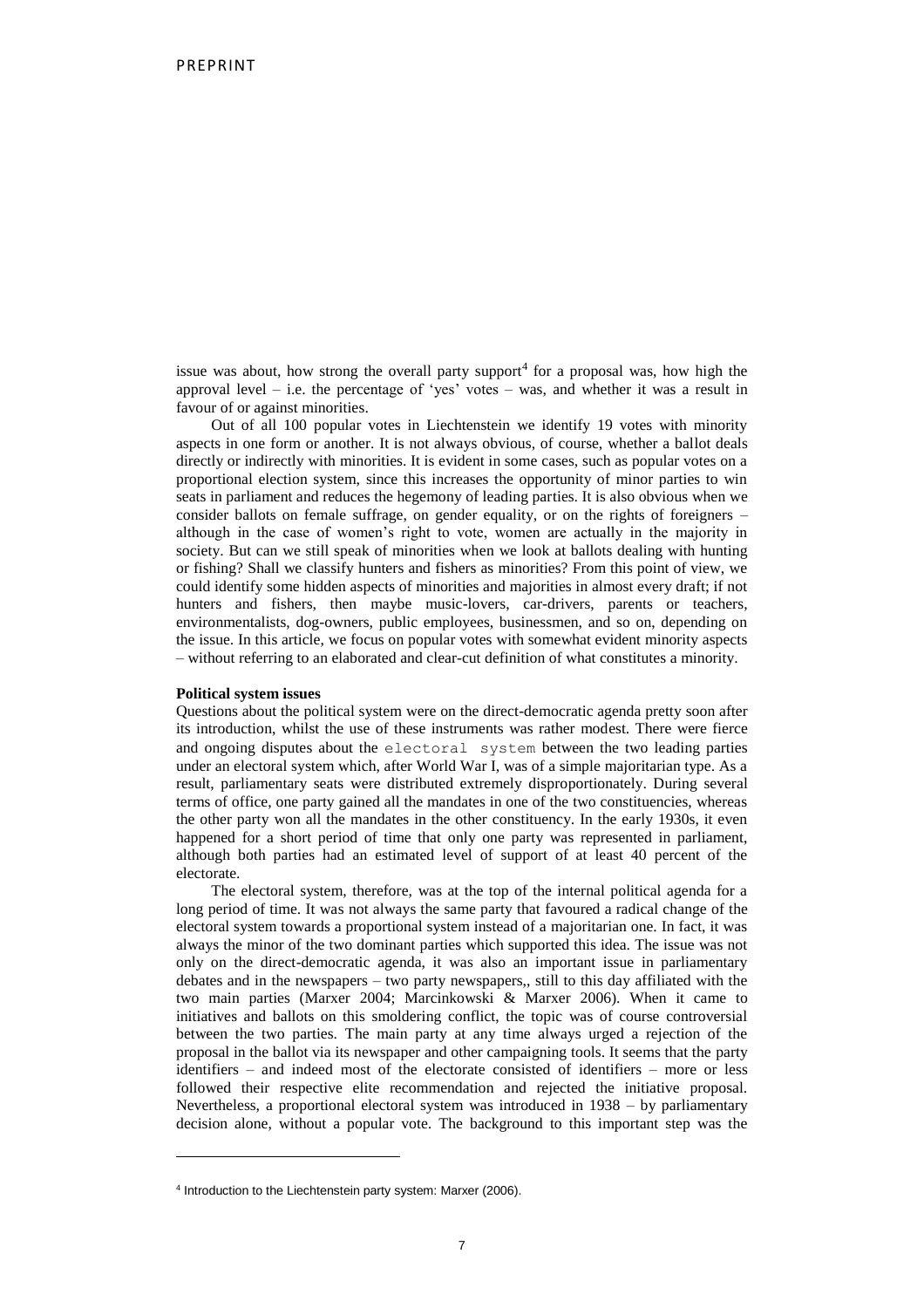issue was about, how strong the overall party support[4] for a proposal was, how high the approval level – i.e. the percentage of 'yes' votes – was, and whether it was a result in favour of or against minorities.

Out of all 100 popular votes in Liechtenstein we identify 19 votes with minority aspects in one form or another. It is not always obvious, of course, whether a ballot deals directly or indirectly with minorities. It is evident in some cases, such as popular votes on a proportional election system, since this increases the opportunity of minor parties to win seats in parliament and reduces the hegemony of leading parties. It is also obvious when we consider ballots on female suffrage, on gender equality, or on the rights of foreigners – although in the case of women's right to vote, women are actually in the majority in society. But can we still speak of minorities when we look at ballots dealing with hunting or fishing? Shall we classify hunters and fishers as minorities? From this point of view, we could identify some hidden aspects of minorities and majorities in almost every draft; if not hunters and fishers, then maybe music-lovers, car-drivers, parents or teachers, environmentalists, dog-owners, public employees, businessmen, and so on, depending on the issue. In this article, we focus on popular votes with somewhat evident minority aspects – without referring to an elaborated and clear-cut definition of what constitutes a minority.

**Political system issues**

Questions about the political system were on the direct-democratic agenda pretty soon after its introduction, whilst the use of these instruments was rather modest. There were fierce and ongoing disputes about the electoral system between the two leading parties under an electoral system which, after World War I, was of a simple majoritarian type. As a result, parliamentary seats were distributed extremely disproportionately. During several terms of office, one party gained all the mandates in one of the two constituencies, whereas the other party won all the mandates in the other constituency. In the early 1930s, it even happened for a short period of time that only one party was represented in parliament, although both parties had an estimated level of support of at least 40 percent of the electorate.

The electoral system, therefore, was at the top of the internal political agenda for a long period of time. It was not always the same party that favoured a radical change of the electoral system towards a proportional system instead of a majoritarian one. In fact, it was always the minor of the two dominant parties which supported this idea. The issue was not only on the direct-democratic agenda, it was also an important issue in parliamentary debates and in the newspapers – two party newspapers,, still to this day affiliated with the two main parties (Marxer 2004; Marcinkowski & Marxer 2006). When it came to initiatives and ballots on this smoldering conflict, the topic was of course controversial between the two parties. The main party at any time always urged a rejection of the proposal in the ballot via its newspaper and other campaigning tools. It seems that the party identifiers – and indeed most of the electorate consisted of identifiers – more or less followed their respective elite recommendation and rejected the initiative proposal. Nevertheless, a proportional electoral system was introduced in 1938 – by parliamentary decision alone, without a popular vote. The background to this important step was the

[4] Introduction to the Liechtenstein party system: Marxer (2006).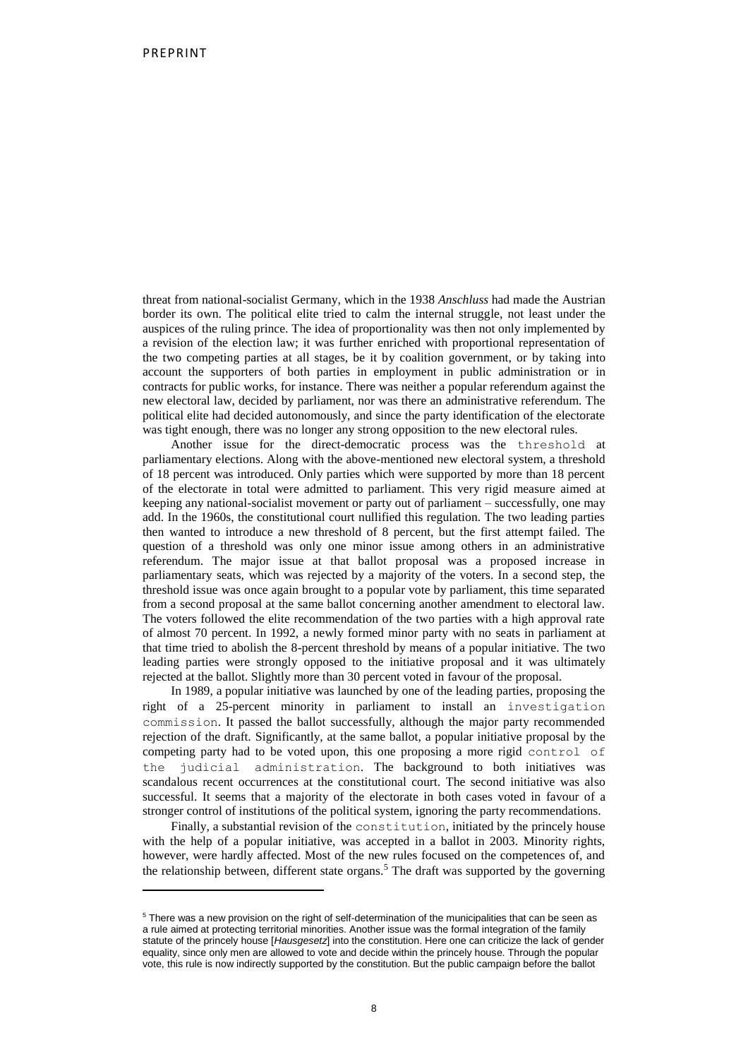threat from national-socialist Germany, which in the 1938 *Anschluss* had made the Austrian border its own. The political elite tried to calm the internal struggle, not least under the auspices of the ruling prince. The idea of proportionality was then not only implemented by a revision of the election law; it was further enriched with proportional representation of the two competing parties at all stages, be it by coalition government, or by taking into account the supporters of both parties in employment in public administration or in contracts for public works, for instance. There was neither a popular referendum against the new electoral law, decided by parliament, nor was there an administrative referendum. The political elite had decided autonomously, and since the party identification of the electorate was tight enough, there was no longer any strong opposition to the new electoral rules.

Another issue for the direct-democratic process was the threshold at parliamentary elections. Along with the above-mentioned new electoral system, a threshold of 18 percent was introduced. Only parties which were supported by more than 18 percent of the electorate in total were admitted to parliament. This very rigid measure aimed at keeping any national-socialist movement or party out of parliament – successfully, one may add. In the 1960s, the constitutional court nullified this regulation. The two leading parties then wanted to introduce a new threshold of 8 percent, but the first attempt failed. The question of a threshold was only one minor issue among others in an administrative referendum. The major issue at that ballot proposal was a proposed increase in parliamentary seats, which was rejected by a majority of the voters. In a second step, the threshold issue was once again brought to a popular vote by parliament, this time separated from a second proposal at the same ballot concerning another amendment to electoral law. The voters followed the elite recommendation of the two parties with a high approval rate of almost 70 percent. In 1992, a newly formed minor party with no seats in parliament at that time tried to abolish the 8-percent threshold by means of a popular initiative. The two leading parties were strongly opposed to the initiative proposal and it was ultimately rejected at the ballot. Slightly more than 30 percent voted in favour of the proposal.

In 1989, a popular initiative was launched by one of the leading parties, proposing the right of a 25-percent minority in parliament to install an investigation commission. It passed the ballot successfully, although the major party recommended rejection of the draft. Significantly, at the same ballot, a popular initiative proposal by the competing party had to be voted upon, this one proposing a more rigid control of the judicial administration. The background to both initiatives was scandalous recent occurrences at the constitutional court. The second initiative was also successful. It seems that a majority of the electorate in both cases voted in favour of a stronger control of institutions of the political system, ignoring the party recommendations.

Finally, a substantial revision of the constitution, initiated by the princely house with the help of a popular initiative, was accepted in a ballot in 2003. Minority rights, however, were hardly affected. Most of the new rules focused on the competences of, and the relationship between, different state organs.[5] The draft was supported by the governing

[5] There was a new provision on the right of self-determination of the municipalities that can be seen as a rule aimed at protecting territorial minorities. Another issue was the formal integration of the family statute of the princely house [*Hausgesetz*] into the constitution. Here one can criticize the lack of gender equality, since only men are allowed to vote and decide within the princely house. Through the popular vote, this rule is now indirectly supported by the constitution. But the public campaign before the ballot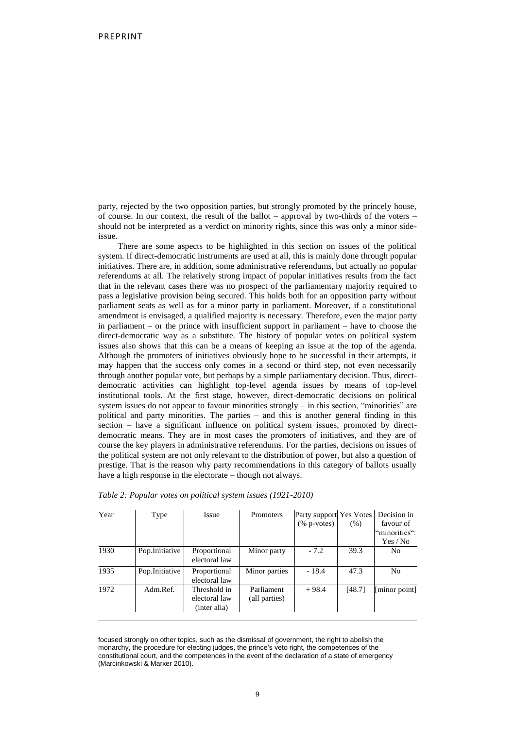party, rejected by the two opposition parties, but strongly promoted by the princely house, of course. In our context, the result of the ballot – approval by two-thirds of the voters – should not be interpreted as a verdict on minority rights, since this was only a minor side-issue.

There are some aspects to be highlighted in this section on issues of the political system. If direct-democratic instruments are used at all, this is mainly done through popular initiatives. There are, in addition, some administrative referendums, but actually no popular referendums at all. The relatively strong impact of popular initiatives results from the fact that in the relevant cases there was no prospect of the parliamentary majority required to pass a legislative provision being secured. This holds both for an opposition party without parliament seats as well as for a minor party in parliament. Moreover, if a constitutional amendment is envisaged, a qualified majority is necessary. Therefore, even the major party in parliament – or the prince with insufficient support in parliament – have to choose the direct-democratic way as a substitute. The history of popular votes on political system issues also shows that this can be a means of keeping an issue at the top of the agenda. Although the promoters of initiatives obviously hope to be successful in their attempts, it may happen that the success only comes in a second or third step, not even necessarily through another popular vote, but perhaps by a simple parliamentary decision. Thus, direct-democratic activities can highlight top-level agenda issues by means of top-level institutional tools. At the first stage, however, direct-democratic decisions on political system issues do not appear to favour minorities strongly – in this section, "minorities" are political and party minorities. The parties – and this is another general finding in this section – have a significant influence on political system issues, promoted by direct-democratic means. They are in most cases the promoters of initiatives, and they are of course the key players in administrative referendums. For the parties, decisions on issues of the political system are not only relevant to the distribution of power, but also a question of prestige. That is the reason why party recommendations in this category of ballots usually have a high response in the electorate – though not always.

*Table 2: Popular votes on political system issues (1921-2010)*

| Year | Type | Issue | Promoters | Party support (% p-votes) | Yes Votes (%) | Decision in favour of "minorities": Yes / No |
|---|---|---|---|---|---|---|
| 1930 | Pop.Initiative | Proportional electoral law | Minor party | - 7.2 | 39.3 | No |
| 1935 | Pop.Initiative | Proportional electoral law | Minor parties | - 18.4 | 47.3 | No |
| 1972 | Adm.Ref. | Threshold in electoral law (inter alia) | Parliament (all parties) | + 98.4 | [48.7] | [minor point] |

focused strongly on other topics, such as the dismissal of government, the right to abolish the monarchy, the procedure for electing judges, the prince's veto right, the competences of the constitutional court, and the competences in the event of the declaration of a state of emergency (Marcinkowski & Marxer 2010).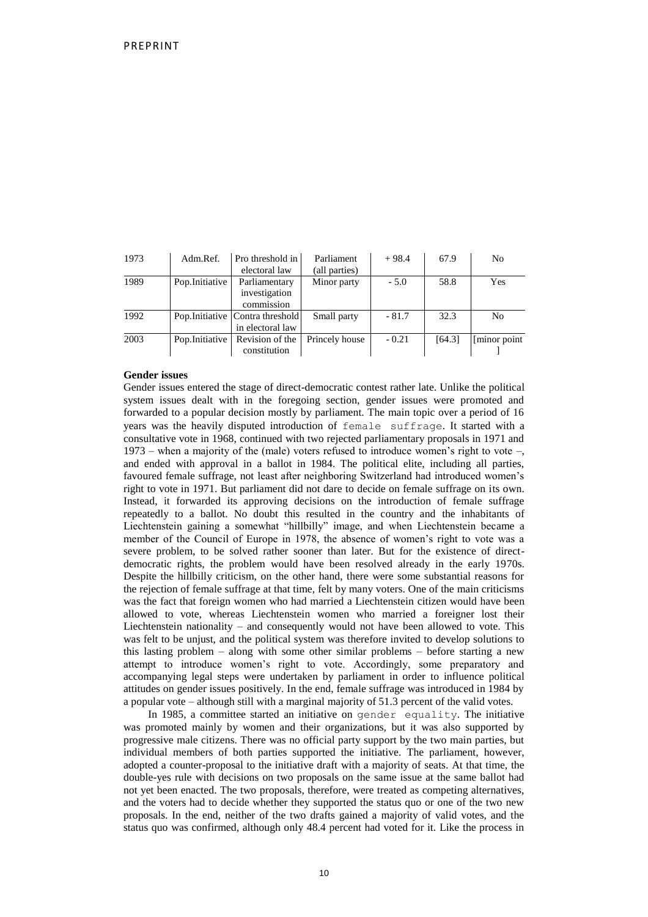| 1973 | Adm.Ref. | Pro threshold in electoral law | Parliament (all parties) | + 98.4 | 67.9 | No |
|---|---|---|---|---|---|---|
| 1989 | Pop.Initiative | Parliamentary investigation commission | Minor party | - 5.0 | 58.8 | Yes |
| 1992 | Pop.Initiative | Contra threshold in electoral law | Small party | - 81.7 | 32.3 | No |
| 2003 | Pop.Initiative | Revision of the constitution | Princely house | - 0.21 | [64.3] | [minor point ] |

**Gender issues**

Gender issues entered the stage of direct-democratic contest rather late. Unlike the political system issues dealt with in the foregoing section, gender issues were promoted and forwarded to a popular decision mostly by parliament. The main topic over a period of 16 years was the heavily disputed introduction of `female suffrage`. It started with a consultative vote in 1968, continued with two rejected parliamentary proposals in 1971 and 1973 – when a majority of the (male) voters refused to introduce women's right to vote –, and ended with approval in a ballot in 1984. The political elite, including all parties, favoured female suffrage, not least after neighboring Switzerland had introduced women's right to vote in 1971. But parliament did not dare to decide on female suffrage on its own. Instead, it forwarded its approving decisions on the introduction of female suffrage repeatedly to a ballot. No doubt this resulted in the country and the inhabitants of Liechtenstein gaining a somewhat "hillbilly" image, and when Liechtenstein became a member of the Council of Europe in 1978, the absence of women's right to vote was a severe problem, to be solved rather sooner than later. But for the existence of direct-democratic rights, the problem would have been resolved already in the early 1970s. Despite the hillbilly criticism, on the other hand, there were some substantial reasons for the rejection of female suffrage at that time, felt by many voters. One of the main criticisms was the fact that foreign women who had married a Liechtenstein citizen would have been allowed to vote, whereas Liechtenstein women who married a foreigner lost their Liechtenstein nationality – and consequently would not have been allowed to vote. This was felt to be unjust, and the political system was therefore invited to develop solutions to this lasting problem – along with some other similar problems – before starting a new attempt to introduce women's right to vote. Accordingly, some preparatory and accompanying legal steps were undertaken by parliament in order to influence political attitudes on gender issues positively. In the end, female suffrage was introduced in 1984 by a popular vote – although still with a marginal majority of 51.3 percent of the valid votes.

In 1985, a committee started an initiative on `gender equality`. The initiative was promoted mainly by women and their organizations, but it was also supported by progressive male citizens. There was no official party support by the two main parties, but individual members of both parties supported the initiative. The parliament, however, adopted a counter-proposal to the initiative draft with a majority of seats. At that time, the double-yes rule with decisions on two proposals on the same issue at the same ballot had not yet been enacted. The two proposals, therefore, were treated as competing alternatives, and the voters had to decide whether they supported the status quo or one of the two new proposals. In the end, neither of the two drafts gained a majority of valid votes, and the status quo was confirmed, although only 48.4 percent had voted for it. Like the process in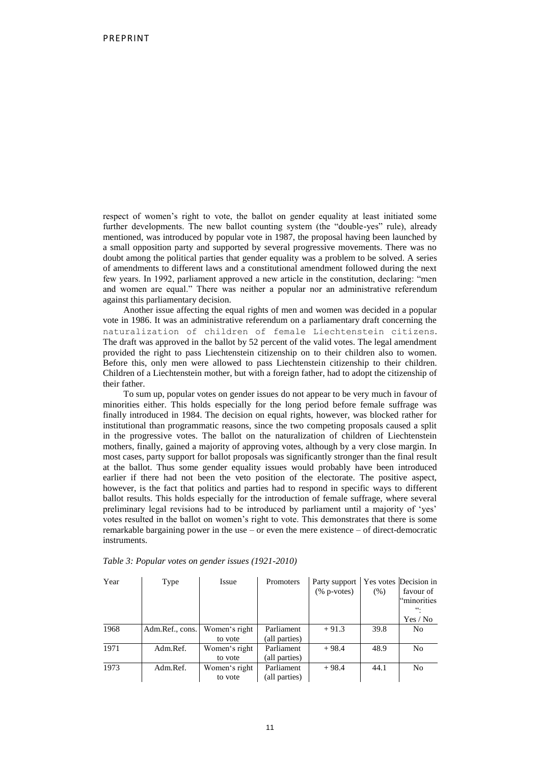respect of women's right to vote, the ballot on gender equality at least initiated some further developments. The new ballot counting system (the "double-yes" rule), already mentioned, was introduced by popular vote in 1987, the proposal having been launched by a small opposition party and supported by several progressive movements. There was no doubt among the political parties that gender equality was a problem to be solved. A series of amendments to different laws and a constitutional amendment followed during the next few years. In 1992, parliament approved a new article in the constitution, declaring: "men and women are equal." There was neither a popular nor an administrative referendum against this parliamentary decision.

Another issue affecting the equal rights of men and women was decided in a popular vote in 1986. It was an administrative referendum on a parliamentary draft concerning the naturalization of children of female Liechtenstein citizens. The draft was approved in the ballot by 52 percent of the valid votes. The legal amendment provided the right to pass Liechtenstein citizenship on to their children also to women. Before this, only men were allowed to pass Liechtenstein citizenship to their children. Children of a Liechtenstein mother, but with a foreign father, had to adopt the citizenship of their father.

To sum up, popular votes on gender issues do not appear to be very much in favour of minorities either. This holds especially for the long period before female suffrage was finally introduced in 1984. The decision on equal rights, however, was blocked rather for institutional than programmatic reasons, since the two competing proposals caused a split in the progressive votes. The ballot on the naturalization of children of Liechtenstein mothers, finally, gained a majority of approving votes, although by a very close margin. In most cases, party support for ballot proposals was significantly stronger than the final result at the ballot. Thus some gender equality issues would probably have been introduced earlier if there had not been the veto position of the electorate. The positive aspect, however, is the fact that politics and parties had to respond in specific ways to different ballot results. This holds especially for the introduction of female suffrage, where several preliminary legal revisions had to be introduced by parliament until a majority of 'yes' votes resulted in the ballot on women's right to vote. This demonstrates that there is some remarkable bargaining power in the use – or even the mere existence – of direct-democratic instruments.

*Table 3: Popular votes on gender issues (1921-2010)*

| Year | Type | Issue | Promoters | Party support (% p-votes) | Yes votes (%) | Decision in favour of "minorities": Yes / No |
|---|---|---|---|---|---|---|
| 1968 | Adm.Ref., cons. | Women's right to vote | Parliament (all parties) | + 91.3 | 39.8 | No |
| 1971 | Adm.Ref. | Women's right to vote | Parliament (all parties) | + 98.4 | 48.9 | No |
| 1973 | Adm.Ref. | Women's right to vote | Parliament (all parties) | + 98.4 | 44.1 | No |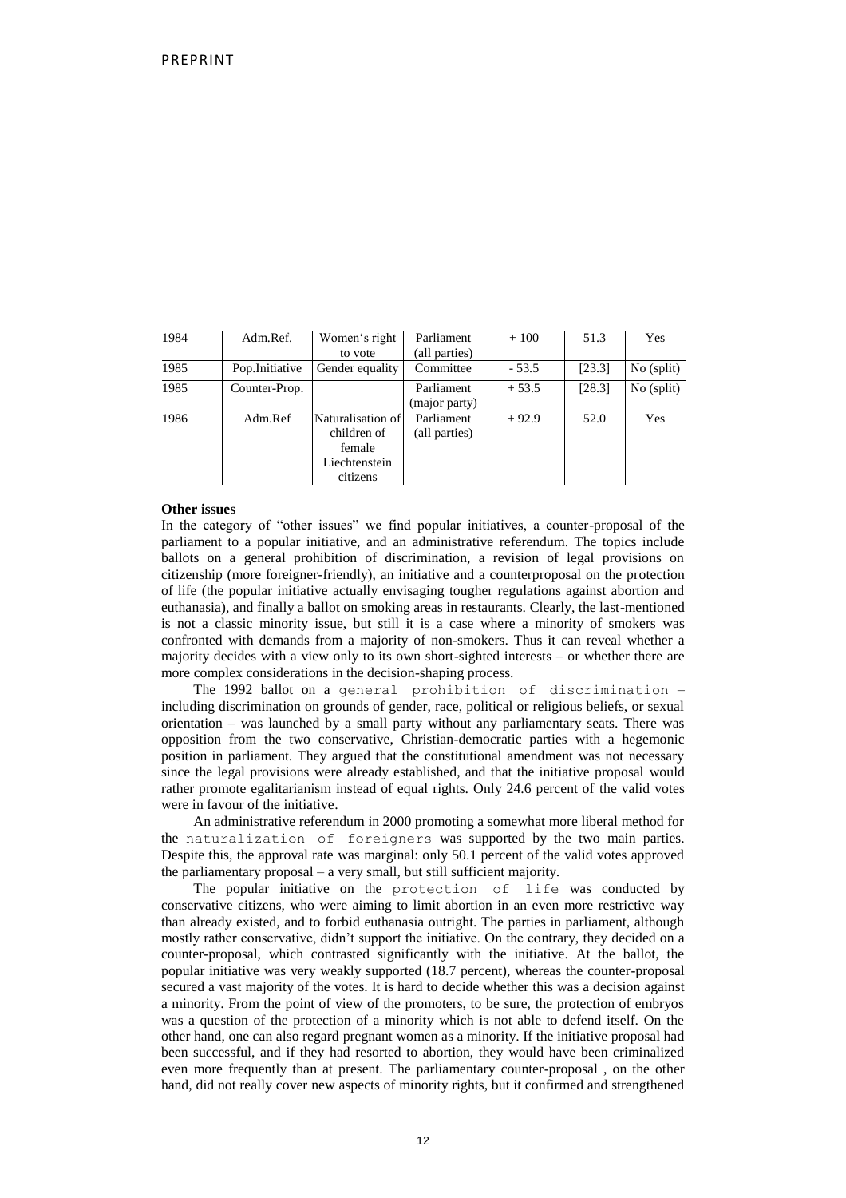| 1984 | Adm.Ref. | Women's right to vote | Parliament (all parties) | + 100 | 51.3 | Yes |
|---|---|---|---|---|---|---|
| 1985 | Pop.Initiative | Gender equality | Committee | - 53.5 | [23.3] | No (split) |
| 1985 | Counter-Prop. | | Parliament (major party) | + 53.5 | [28.3] | No (split) |
| 1986 | Adm.Ref | Naturalisation of children of female Liechtenstein citizens | Parliament (all parties) | + 92.9 | 52.0 | Yes |

**Other issues**

In the category of "other issues" we find popular initiatives, a counter-proposal of the parliament to a popular initiative, and an administrative referendum. The topics include ballots on a general prohibition of discrimination, a revision of legal provisions on citizenship (more foreigner-friendly), an initiative and a counterproposal on the protection of life (the popular initiative actually envisaging tougher regulations against abortion and euthanasia), and finally a ballot on smoking areas in restaurants. Clearly, the last-mentioned is not a classic minority issue, but still it is a case where a minority of smokers was confronted with demands from a majority of non-smokers. Thus it can reveal whether a majority decides with a view only to its own short-sighted interests – or whether there are more complex considerations in the decision-shaping process.

The 1992 ballot on a general prohibition of discrimination – including discrimination on grounds of gender, race, political or religious beliefs, or sexual orientation – was launched by a small party without any parliamentary seats. There was opposition from the two conservative, Christian-democratic parties with a hegemonic position in parliament. They argued that the constitutional amendment was not necessary since the legal provisions were already established, and that the initiative proposal would rather promote egalitarianism instead of equal rights. Only 24.6 percent of the valid votes were in favour of the initiative.

An administrative referendum in 2000 promoting a somewhat more liberal method for the naturalization of foreigners was supported by the two main parties. Despite this, the approval rate was marginal: only 50.1 percent of the valid votes approved the parliamentary proposal – a very small, but still sufficient majority.

The popular initiative on the protection of life was conducted by conservative citizens, who were aiming to limit abortion in an even more restrictive way than already existed, and to forbid euthanasia outright. The parties in parliament, although mostly rather conservative, didn't support the initiative. On the contrary, they decided on a counter-proposal, which contrasted significantly with the initiative. At the ballot, the popular initiative was very weakly supported (18.7 percent), whereas the counter-proposal secured a vast majority of the votes. It is hard to decide whether this was a decision against a minority. From the point of view of the promoters, to be sure, the protection of embryos was a question of the protection of a minority which is not able to defend itself. On the other hand, one can also regard pregnant women as a minority. If the initiative proposal had been successful, and if they had resorted to abortion, they would have been criminalized even more frequently than at present. The parliamentary counter-proposal , on the other hand, did not really cover new aspects of minority rights, but it confirmed and strengthened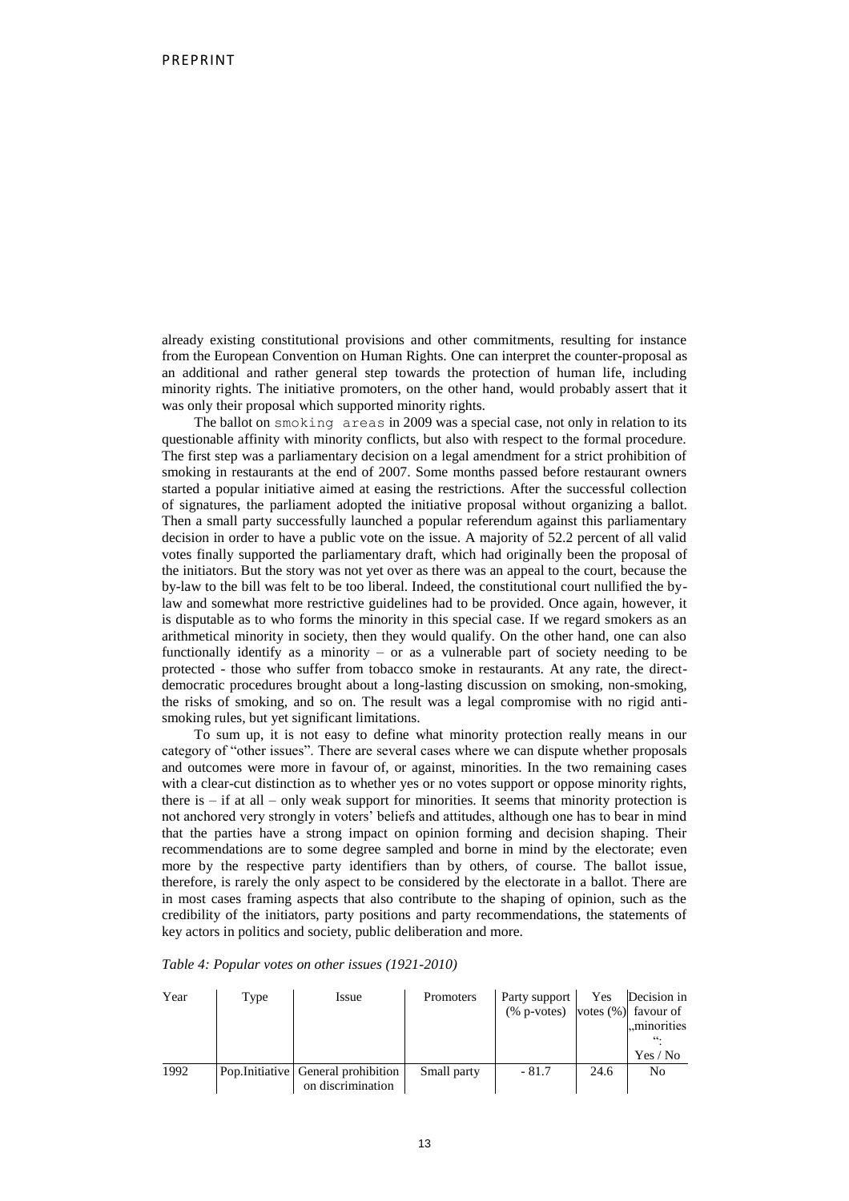already existing constitutional provisions and other commitments, resulting for instance from the European Convention on Human Rights. One can interpret the counter-proposal as an additional and rather general step towards the protection of human life, including minority rights. The initiative promoters, on the other hand, would probably assert that it was only their proposal which supported minority rights.

The ballot on `smoking areas` in 2009 was a special case, not only in relation to its questionable affinity with minority conflicts, but also with respect to the formal procedure. The first step was a parliamentary decision on a legal amendment for a strict prohibition of smoking in restaurants at the end of 2007. Some months passed before restaurant owners started a popular initiative aimed at easing the restrictions. After the successful collection of signatures, the parliament adopted the initiative proposal without organizing a ballot. Then a small party successfully launched a popular referendum against this parliamentary decision in order to have a public vote on the issue. A majority of 52.2 percent of all valid votes finally supported the parliamentary draft, which had originally been the proposal of the initiators. But the story was not yet over as there was an appeal to the court, because the by-law to the bill was felt to be too liberal. Indeed, the constitutional court nullified the by-law and somewhat more restrictive guidelines had to be provided. Once again, however, it is disputable as to who forms the minority in this special case. If we regard smokers as an arithmetical minority in society, then they would qualify. On the other hand, one can also functionally identify as a minority – or as a vulnerable part of society needing to be protected - those who suffer from tobacco smoke in restaurants. At any rate, the direct-democratic procedures brought about a long-lasting discussion on smoking, non-smoking, the risks of smoking, and so on. The result was a legal compromise with no rigid anti-smoking rules, but yet significant limitations.

To sum up, it is not easy to define what minority protection really means in our category of "other issues". There are several cases where we can dispute whether proposals and outcomes were more in favour of, or against, minorities. In the two remaining cases with a clear-cut distinction as to whether yes or no votes support or oppose minority rights, there is – if at all – only weak support for minorities. It seems that minority protection is not anchored very strongly in voters' beliefs and attitudes, although one has to bear in mind that the parties have a strong impact on opinion forming and decision shaping. Their recommendations are to some degree sampled and borne in mind by the electorate; even more by the respective party identifiers than by others, of course. The ballot issue, therefore, is rarely the only aspect to be considered by the electorate in a ballot. There are in most cases framing aspects that also contribute to the shaping of opinion, such as the credibility of the initiators, party positions and party recommendations, the statements of key actors in politics and society, public deliberation and more.

*Table 4: Popular votes on other issues (1921-2010)*

| Year | Type | Issue | Promoters | Party support (% p-votes) | Yes votes (%) | Decision in favour of „minorities": Yes / No |
|---|---|---|---|---|---|---|
| 1992 | Pop.Initiative | General prohibition on discrimination | Small party | - 81.7 | 24.6 | No |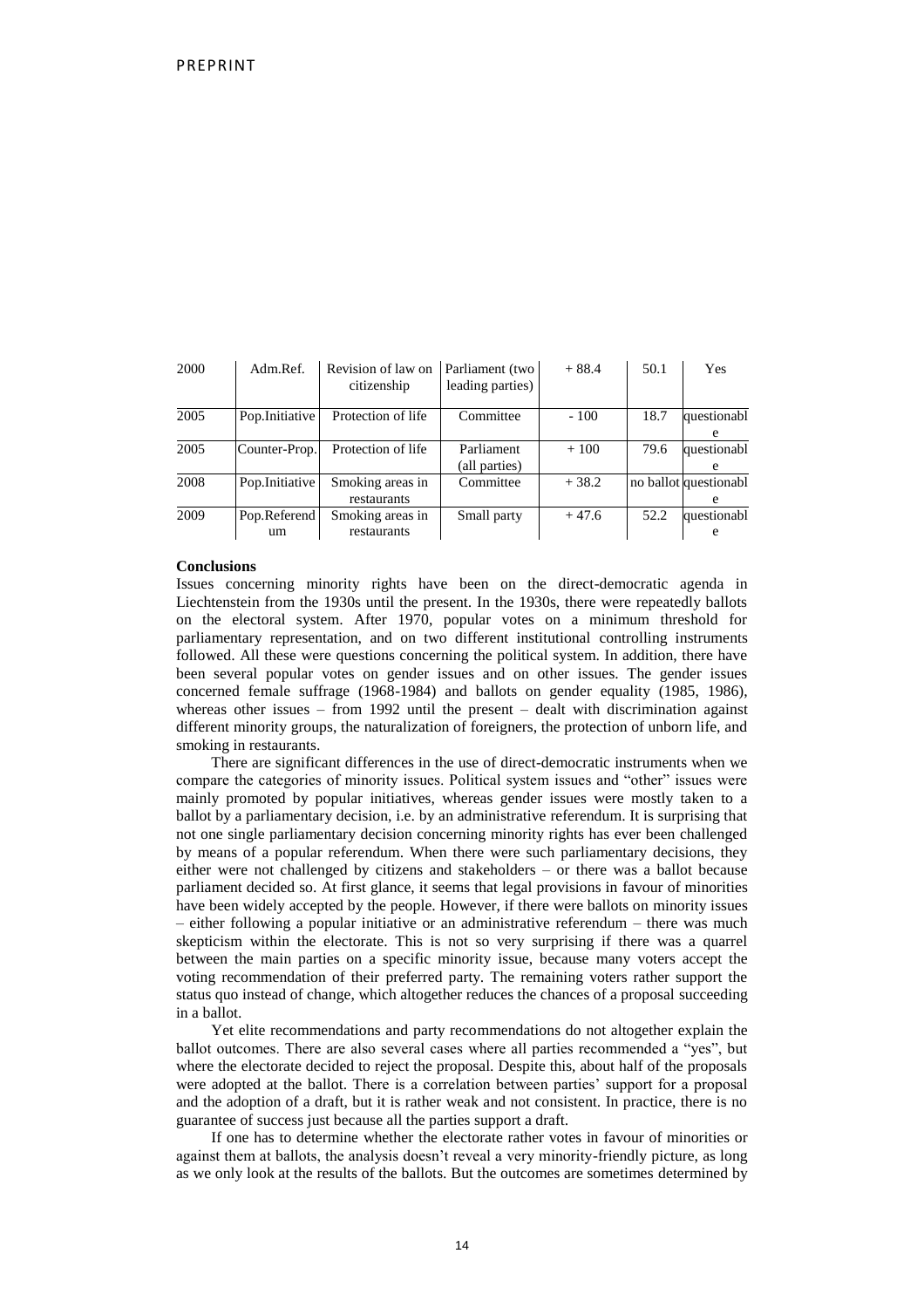| 2000 | Adm.Ref. | Revision of law on citizenship | Parliament (two leading parties) | + 88.4 | 50.1 | Yes |
|---|---|---|---|---|---|---|
| 2005 | Pop.Initiative | Protection of life | Committee | - 100 | 18.7 | questionable |
| 2005 | Counter-Prop. | Protection of life | Parliament (all parties) | + 100 | 79.6 | questionable |
| 2008 | Pop.Initiative | Smoking areas in restaurants | Committee | + 38.2 | no ballot | questionable |
| 2009 | Pop.Referendum | Smoking areas in restaurants | Small party | + 47.6 | 52.2 | questionable |

## Conclusions

Issues concerning minority rights have been on the direct-democratic agenda in Liechtenstein from the 1930s until the present. In the 1930s, there were repeatedly ballots on the electoral system. After 1970, popular votes on a minimum threshold for parliamentary representation, and on two different institutional controlling instruments followed. All these were questions concerning the political system. In addition, there have been several popular votes on gender issues and on other issues. The gender issues concerned female suffrage (1968-1984) and ballots on gender equality (1985, 1986), whereas other issues – from 1992 until the present – dealt with discrimination against different minority groups, the naturalization of foreigners, the protection of unborn life, and smoking in restaurants.

There are significant differences in the use of direct-democratic instruments when we compare the categories of minority issues. Political system issues and "other" issues were mainly promoted by popular initiatives, whereas gender issues were mostly taken to a ballot by a parliamentary decision, i.e. by an administrative referendum. It is surprising that not one single parliamentary decision concerning minority rights has ever been challenged by means of a popular referendum. When there were such parliamentary decisions, they either were not challenged by citizens and stakeholders – or there was a ballot because parliament decided so. At first glance, it seems that legal provisions in favour of minorities have been widely accepted by the people. However, if there were ballots on minority issues – either following a popular initiative or an administrative referendum – there was much skepticism within the electorate. This is not so very surprising if there was a quarrel between the main parties on a specific minority issue, because many voters accept the voting recommendation of their preferred party. The remaining voters rather support the status quo instead of change, which altogether reduces the chances of a proposal succeeding in a ballot.

Yet elite recommendations and party recommendations do not altogether explain the ballot outcomes. There are also several cases where all parties recommended a "yes", but where the electorate decided to reject the proposal. Despite this, about half of the proposals were adopted at the ballot. There is a correlation between parties' support for a proposal and the adoption of a draft, but it is rather weak and not consistent. In practice, there is no guarantee of success just because all the parties support a draft.

If one has to determine whether the electorate rather votes in favour of minorities or against them at ballots, the analysis doesn't reveal a very minority-friendly picture, as long as we only look at the results of the ballots. But the outcomes are sometimes determined by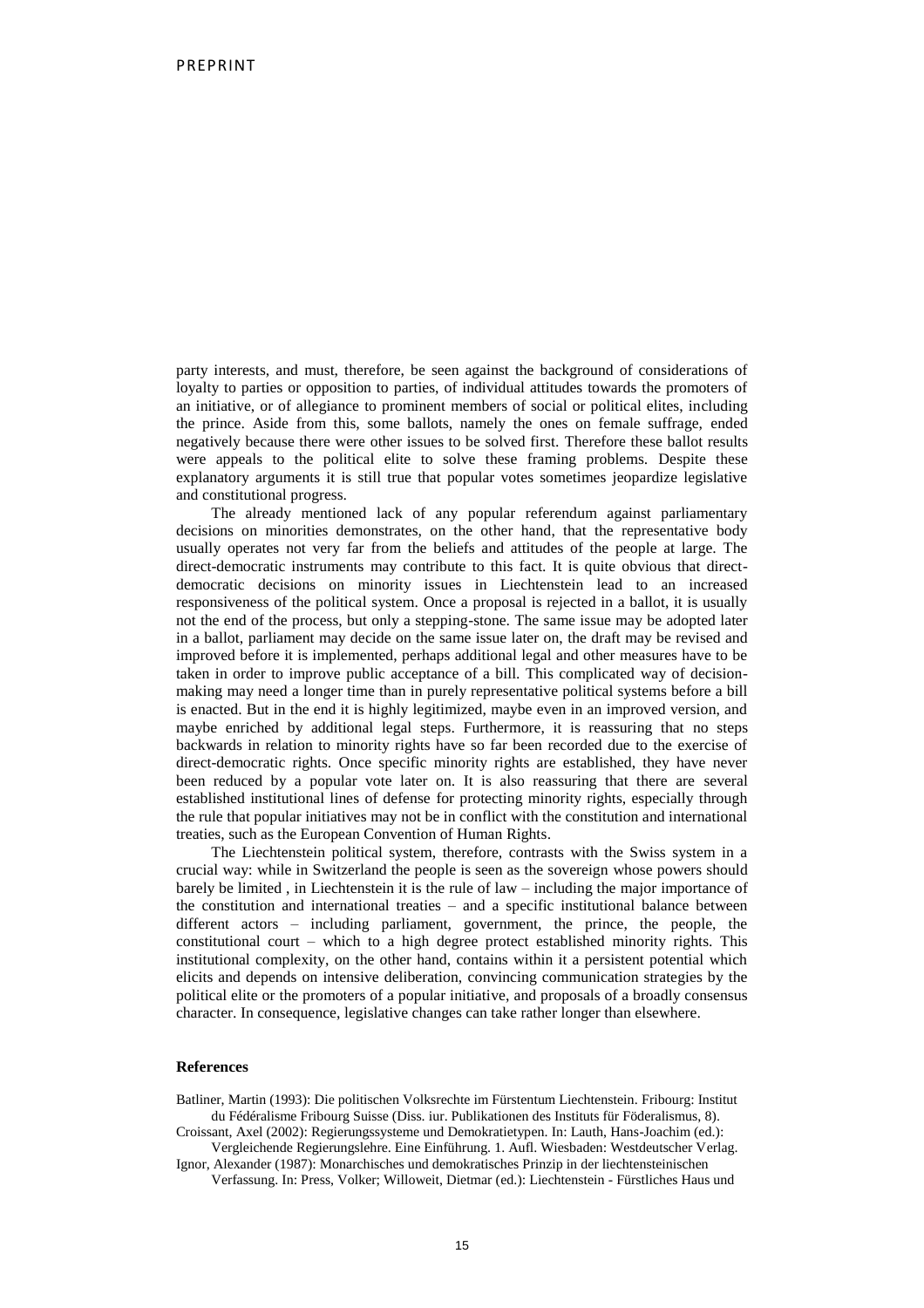party interests, and must, therefore, be seen against the background of considerations of loyalty to parties or opposition to parties, of individual attitudes towards the promoters of an initiative, or of allegiance to prominent members of social or political elites, including the prince. Aside from this, some ballots, namely the ones on female suffrage, ended negatively because there were other issues to be solved first. Therefore these ballot results were appeals to the political elite to solve these framing problems. Despite these explanatory arguments it is still true that popular votes sometimes jeopardize legislative and constitutional progress.

The already mentioned lack of any popular referendum against parliamentary decisions on minorities demonstrates, on the other hand, that the representative body usually operates not very far from the beliefs and attitudes of the people at large. The direct-democratic instruments may contribute to this fact. It is quite obvious that direct-democratic decisions on minority issues in Liechtenstein lead to an increased responsiveness of the political system. Once a proposal is rejected in a ballot, it is usually not the end of the process, but only a stepping-stone. The same issue may be adopted later in a ballot, parliament may decide on the same issue later on, the draft may be revised and improved before it is implemented, perhaps additional legal and other measures have to be taken in order to improve public acceptance of a bill. This complicated way of decision-making may need a longer time than in purely representative political systems before a bill is enacted. But in the end it is highly legitimized, maybe even in an improved version, and maybe enriched by additional legal steps. Furthermore, it is reassuring that no steps backwards in relation to minority rights have so far been recorded due to the exercise of direct-democratic rights. Once specific minority rights are established, they have never been reduced by a popular vote later on. It is also reassuring that there are several established institutional lines of defense for protecting minority rights, especially through the rule that popular initiatives may not be in conflict with the constitution and international treaties, such as the European Convention of Human Rights.

The Liechtenstein political system, therefore, contrasts with the Swiss system in a crucial way: while in Switzerland the people is seen as the sovereign whose powers should barely be limited , in Liechtenstein it is the rule of law – including the major importance of the constitution and international treaties – and a specific institutional balance between different actors – including parliament, government, the prince, the people, the constitutional court – which to a high degree protect established minority rights. This institutional complexity, on the other hand, contains within it a persistent potential which elicits and depends on intensive deliberation, convincing communication strategies by the political elite or the promoters of a popular initiative, and proposals of a broadly consensus character. In consequence, legislative changes can take rather longer than elsewhere.

## References

Batliner, Martin (1993): Die politischen Volksrechte im Fürstentum Liechtenstein. Fribourg: Institut du Fédéralisme Fribourg Suisse (Diss. iur. Publikationen des Instituts für Föderalismus, 8).

Croissant, Axel (2002): Regierungssysteme und Demokratietypen. In: Lauth, Hans-Joachim (ed.): Vergleichende Regierungslehre. Eine Einführung. 1. Aufl. Wiesbaden: Westdeutscher Verlag.

Ignor, Alexander (1987): Monarchisches und demokratisches Prinzip in der liechtensteinischen Verfassung. In: Press, Volker; Willoweit, Dietmar (ed.): Liechtenstein - Fürstliches Haus und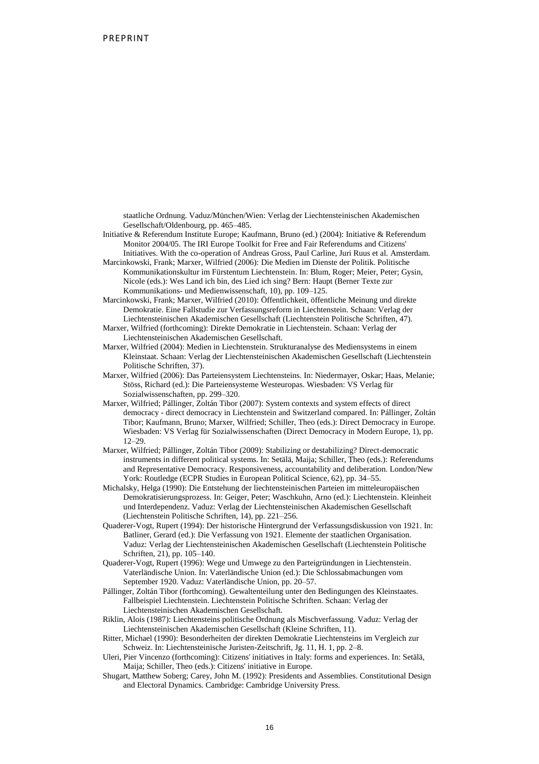staatliche Ordnung. Vaduz/München/Wien: Verlag der Liechtensteinischen Akademischen Gesellschaft/Oldenbourg, pp. 465–485.

Initiative & Referendum Institute Europe; Kaufmann, Bruno (ed.) (2004): Initiative & Referendum Monitor 2004/05. The IRI Europe Toolkit for Free and Fair Referendums and Citizens' Initiatives. With the co-operation of Andreas Gross, Paul Carline, Juri Ruus et al. Amsterdam.

Marcinkowski, Frank; Marxer, Wilfried (2006): Die Medien im Dienste der Politik. Politische Kommunikationskultur im Fürstentum Liechtenstein. In: Blum, Roger; Meier, Peter; Gysin, Nicole (eds.): Wes Land ich bin, des Lied ich sing? Bern: Haupt (Berner Texte zur Kommunikations- und Medienwissenschaft, 10), pp. 109–125.

Marcinkowski, Frank; Marxer, Wilfried (2010): Öffentlichkeit, öffentliche Meinung und direkte Demokratie. Eine Fallstudie zur Verfassungsreform in Liechtenstein. Schaan: Verlag der Liechtensteinischen Akademischen Gesellschaft (Liechtenstein Politische Schriften, 47).

Marxer, Wilfried (forthcoming): Direkte Demokratie in Liechtenstein. Schaan: Verlag der Liechtensteinischen Akademischen Gesellschaft.

Marxer, Wilfried (2004): Medien in Liechtenstein. Strukturanalyse des Mediensystems in einem Kleinstaat. Schaan: Verlag der Liechtensteinischen Akademischen Gesellschaft (Liechtenstein Politische Schriften, 37).

Marxer, Wilfried (2006): Das Parteiensystem Liechtensteins. In: Niedermayer, Oskar; Haas, Melanie; Stöss, Richard (ed.): Die Parteiensysteme Westeuropas. Wiesbaden: VS Verlag für Sozialwissenschaften, pp. 299–320.

Marxer, Wilfried; Pállinger, Zoltán Tibor (2007): System contexts and system effects of direct democracy - direct democracy in Liechtenstein and Switzerland compared. In: Pállinger, Zoltán Tibor; Kaufmann, Bruno; Marxer, Wilfried; Schiller, Theo (eds.): Direct Democracy in Europe. Wiesbaden: VS Verlag für Sozialwissenschaften (Direct Democracy in Modern Europe, 1), pp. 12–29.

Marxer, Wilfried; Pállinger, Zoltán Tibor (2009): Stabilizing or destabilizing? Direct-democratic instruments in different political systems. In: Setälä, Maija; Schiller, Theo (eds.): Referendums and Representative Democracy. Responsiveness, accountability and deliberation. London/New York: Routledge (ECPR Studies in European Political Science, 62), pp. 34–55.

Michalsky, Helga (1990): Die Entstehung der liechtensteinischen Parteien im mitteleuropäischen Demokratisierungsprozess. In: Geiger, Peter; Waschkuhn, Arno (ed.): Liechtenstein. Kleinheit und Interdependenz. Vaduz: Verlag der Liechtensteinischen Akademischen Gesellschaft (Liechtenstein Politische Schriften, 14), pp. 221–256.

Quaderer-Vogt, Rupert (1994): Der historische Hintergrund der Verfassungsdiskussion von 1921. In: Batliner, Gerard (ed.): Die Verfassung von 1921. Elemente der staatlichen Organisation. Vaduz: Verlag der Liechtensteinischen Akademischen Gesellschaft (Liechtenstein Politische Schriften, 21), pp. 105–140.

Quaderer-Vogt, Rupert (1996): Wege und Umwege zu den Parteigründungen in Liechtenstein. Vaterländische Union. In: Vaterländische Union (ed.): Die Schlossabmachungen vom September 1920. Vaduz: Vaterländische Union, pp. 20–57.

Pállinger, Zoltán Tibor (forthcoming). Gewaltenteilung unter den Bedingungen des Kleinstaates. Fallbeispiel Liechtenstein. Liechtenstein Politische Schriften. Schaan: Verlag der Liechtensteinischen Akademischen Gesellschaft.

Riklin, Alois (1987): Liechtensteins politische Ordnung als Mischverfassung. Vaduz: Verlag der Liechtensteinischen Akademischen Gesellschaft (Kleine Schriften, 11).

Ritter, Michael (1990): Besonderheiten der direkten Demokratie Liechtensteins im Vergleich zur Schweiz. In: Liechtensteinische Juristen-Zeitschrift, Jg. 11, H. 1, pp. 2–8.

Uleri, Pier Vincenzo (forthcoming): Citizens' initiatives in Italy: forms and experiences. In: Setälä, Maija; Schiller, Theo (eds.): Citizens' initiative in Europe.

Shugart, Matthew Soberg; Carey, John M. (1992): Presidents and Assemblies. Constitutional Design and Electoral Dynamics. Cambridge: Cambridge University Press.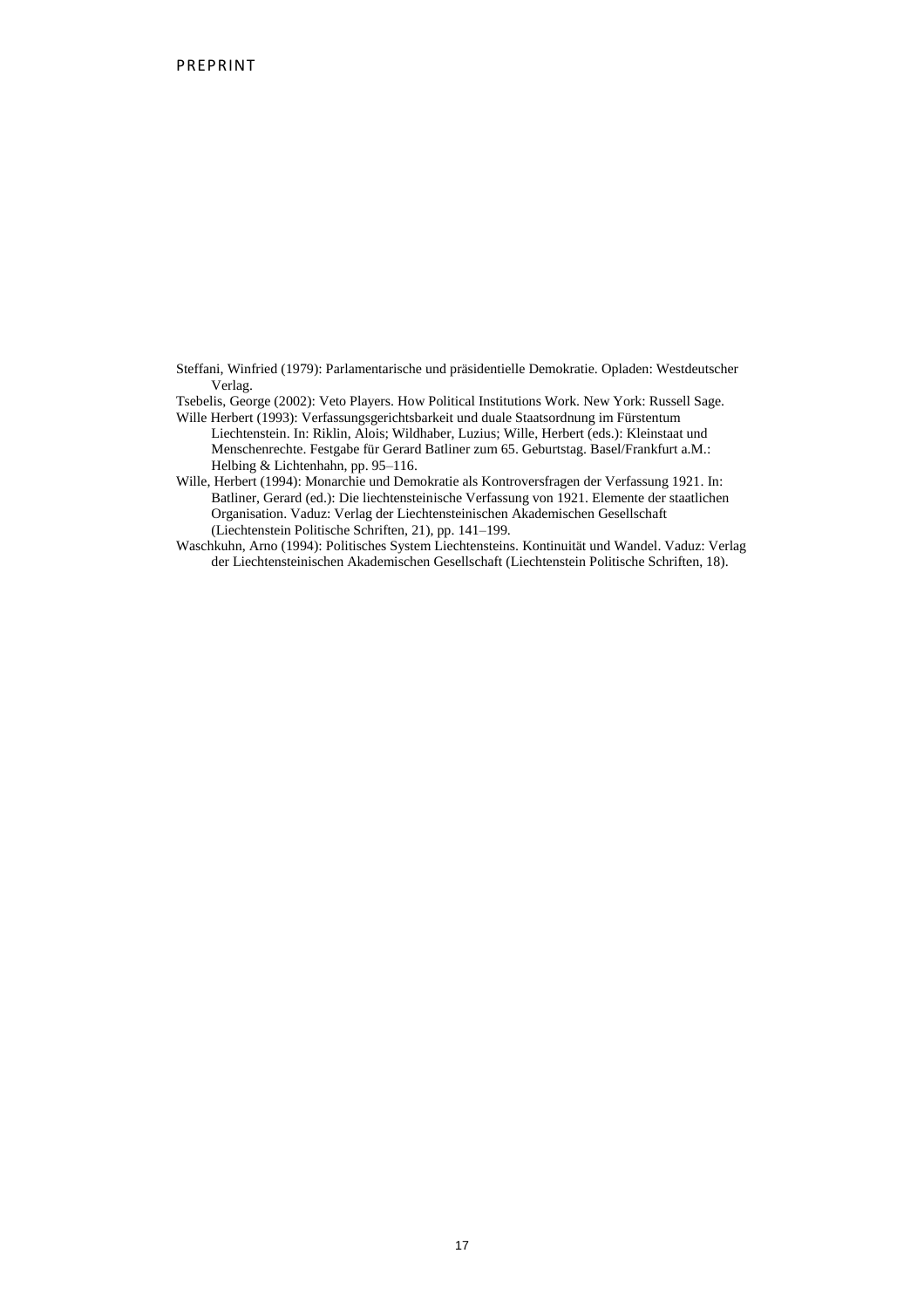Steffani, Winfried (1979): Parlamentarische und präsidentielle Demokratie. Opladen: Westdeutscher Verlag.

Tsebelis, George (2002): Veto Players. How Political Institutions Work. New York: Russell Sage.

Wille Herbert (1993): Verfassungsgerichtsbarkeit und duale Staatsordnung im Fürstentum Liechtenstein. In: Riklin, Alois; Wildhaber, Luzius; Wille, Herbert (eds.): Kleinstaat und Menschenrechte. Festgabe für Gerard Batliner zum 65. Geburtstag. Basel/Frankfurt a.M.: Helbing & Lichtenhahn, pp. 95–116.

Wille, Herbert (1994): Monarchie und Demokratie als Kontroversfragen der Verfassung 1921. In: Batliner, Gerard (ed.): Die liechtensteinische Verfassung von 1921. Elemente der staatlichen Organisation. Vaduz: Verlag der Liechtensteinischen Akademischen Gesellschaft (Liechtenstein Politische Schriften, 21), pp. 141–199.

Waschkuhn, Arno (1994): Politisches System Liechtensteins. Kontinuität und Wandel. Vaduz: Verlag der Liechtensteinischen Akademischen Gesellschaft (Liechtenstein Politische Schriften, 18).